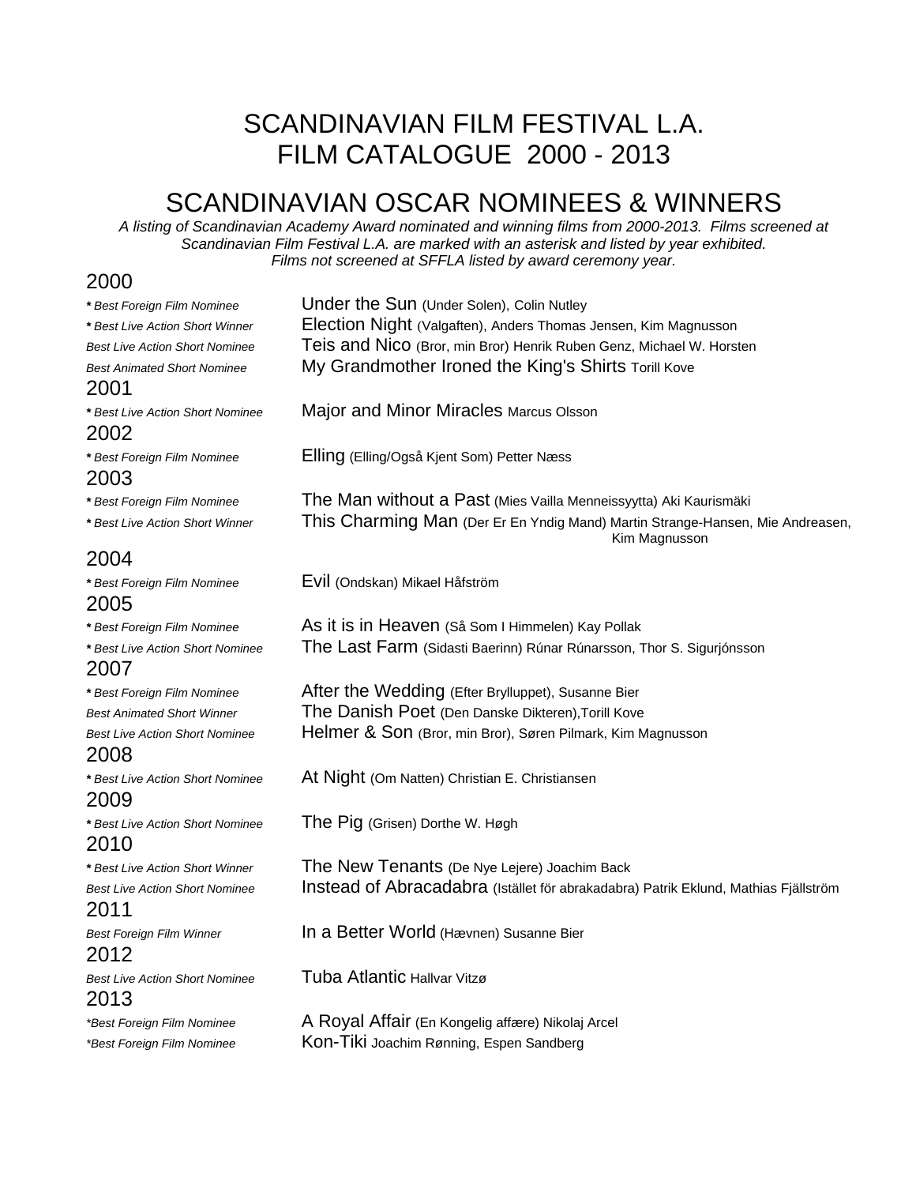# SCANDINAVIAN FILM FESTIVAL L.A.
# FILM CATALOGUE 2000 - 2013

## SCANDINAVIAN OSCAR NOMINEES & WINNERS

*A listing of Scandinavian Academy Award nominated and winning films from 2000-2013. Films screened at Scandinavian Film Festival L.A. are marked with an asterisk and listed by year exhibited. Films not screened at SFFLA listed by award ceremony year.*

### 2000

| | |
|---|---|
| ***** *Best Foreign Film Nominee* | Under the Sun (Under Solen), Colin Nutley |
| ***** *Best Live Action Short Winner* | Election Night (Valgaften), Anders Thomas Jensen, Kim Magnusson |
| *Best Live Action Short Nominee* | Teis and Nico (Bror, min Bror) Henrik Ruben Genz, Michael W. Horsten |
| *Best Animated Short Nominee* | My Grandmother Ironed the King's Shirts Torill Kove |

### 2001

| | |
|---|---|
| ***** *Best Live Action Short Nominee* | Major and Minor Miracles Marcus Olsson |

### 2002

| | |
|---|---|
| ***** *Best Foreign Film Nominee* | Elling (Elling/Også Kjent Som) Petter Næss |

### 2003

| | |
|---|---|
| ***** *Best Foreign Film Nominee* | The Man without a Past (Mies Vailla Menneissyytta) Aki Kaurismäki |
| ***** *Best Live Action Short Winner* | This Charming Man (Der Er En Yndig Mand) Martin Strange-Hansen, Mie Andreasen, Kim Magnusson |

### 2004

| | |
|---|---|
| ***** *Best Foreign Film Nominee* | Evil (Ondskan) Mikael Håfström |

### 2005

| | |
|---|---|
| ***** *Best Foreign Film Nominee* | As it is in Heaven (Så Som I Himmelen) Kay Pollak |
| ***** *Best Live Action Short Nominee* | The Last Farm (Sidasti Baerinn) Rúnar Rúnarsson, Thor S. Sigurjónsson |

### 2007

| | |
|---|---|
| ***** *Best Foreign Film Nominee* | After the Wedding (Efter Brylluppet), Susanne Bier |
| *Best Animated Short Winner* | The Danish Poet (Den Danske Dikteren),Torill Kove |
| *Best Live Action Short Nominee* | Helmer & Son (Bror, min Bror), Søren Pilmark, Kim Magnusson |

### 2008

| | |
|---|---|
| ***** *Best Live Action Short Nominee* | At Night (Om Natten) Christian E. Christiansen |

### 2009

| | |
|---|---|
| ***** *Best Live Action Short Nominee* | The Pig (Grisen) Dorthe W. Høgh |

### 2010

| | |
|---|---|
| ***** *Best Live Action Short Winner* | The New Tenants (De Nye Lejere) Joachim Back |
| *Best Live Action Short Nominee* | Instead of Abracadabra (Istället för abrakadabra) Patrik Eklund, Mathias Fjällström |

### 2011

| | |
|---|---|
| *Best Foreign Film Winner* | In a Better World (Hævnen) Susanne Bier |

### 2012

| | |
|---|---|
| *Best Live Action Short Nominee* | Tuba Atlantic Hallvar Vitzø |

### 2013

| | |
|---|---|
| *\*Best Foreign Film Nominee* | A Royal Affair (En Kongelig affære) Nikolaj Arcel |
| *\*Best Foreign Film Nominee* | Kon-Tiki Joachim Rønning, Espen Sandberg |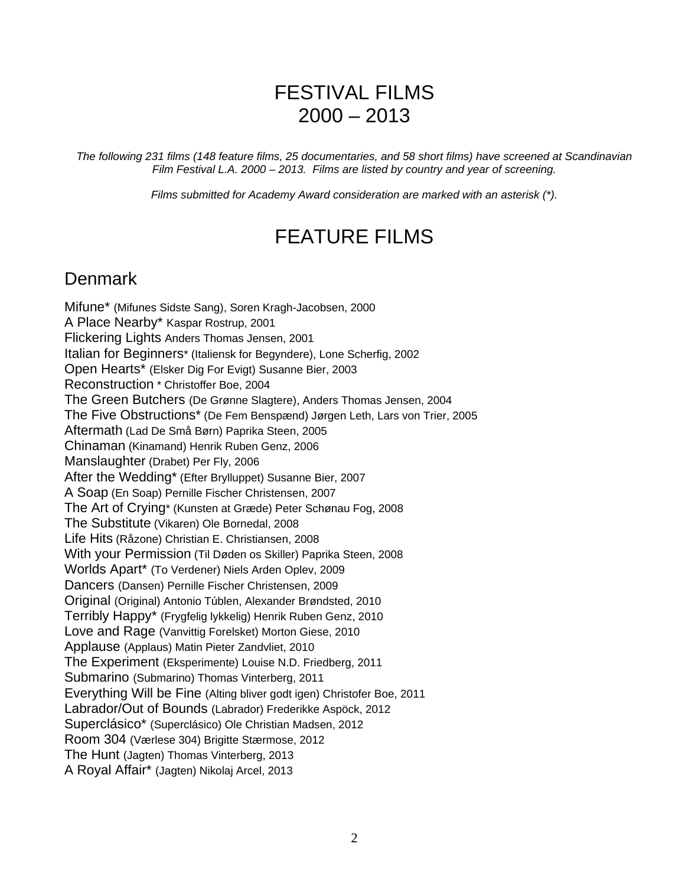# FESTIVAL FILMS
# 2000 – 2013

*The following 231 films (148 feature films, 25 documentaries, and 58 short films) have screened at Scandinavian Film Festival L.A. 2000 – 2013. Films are listed by country and year of screening.*

*Films submitted for Academy Award consideration are marked with an asterisk (*).*

# FEATURE FILMS

## Denmark

Mifune* (Mifunes Sidste Sang), Soren Kragh-Jacobsen, 2000
A Place Nearby* Kaspar Rostrup, 2001
Flickering Lights Anders Thomas Jensen, 2001
Italian for Beginners* (Italiensk for Begyndere), Lone Scherfig, 2002
Open Hearts* (Elsker Dig For Evigt) Susanne Bier, 2003
Reconstruction * Christoffer Boe, 2004
The Green Butchers (De Grønne Slagtere), Anders Thomas Jensen, 2004
The Five Obstructions* (De Fem Benspænd) Jørgen Leth, Lars von Trier, 2005
Aftermath (Lad De Små Børn) Paprika Steen, 2005
Chinaman (Kinamand) Henrik Ruben Genz, 2006
Manslaughter (Drabet) Per Fly, 2006
After the Wedding* (Efter Brylluppet) Susanne Bier, 2007
A Soap (En Soap) Pernille Fischer Christensen, 2007
The Art of Crying* (Kunsten at Græde) Peter Schønau Fog, 2008
The Substitute (Vikaren) Ole Bornedal, 2008
Life Hits (Råzone) Christian E. Christiansen, 2008
With your Permission (Til Døden os Skiller) Paprika Steen, 2008
Worlds Apart* (To Verdener) Niels Arden Oplev, 2009
Dancers (Dansen) Pernille Fischer Christensen, 2009
Original (Original) Antonio Túblen, Alexander Brøndsted, 2010
Terribly Happy* (Frygfelig lykkelig) Henrik Ruben Genz, 2010
Love and Rage (Vanvittig Forelsket) Morton Giese, 2010
Applause (Applaus) Matin Pieter Zandvliet, 2010
The Experiment (Eksperimente) Louise N.D. Friedberg, 2011
Submarino (Submarino) Thomas Vinterberg, 2011
Everything Will be Fine (Alting bliver godt igen) Christofer Boe, 2011
Labrador/Out of Bounds (Labrador) Frederikke Aspöck, 2012
Superclásico* (Superclásico) Ole Christian Madsen, 2012
Room 304 (Værlese 304) Brigitte Stærmose, 2012
The Hunt (Jagten) Thomas Vinterberg, 2013
A Royal Affair* (Jagten) Nikolaj Arcel, 2013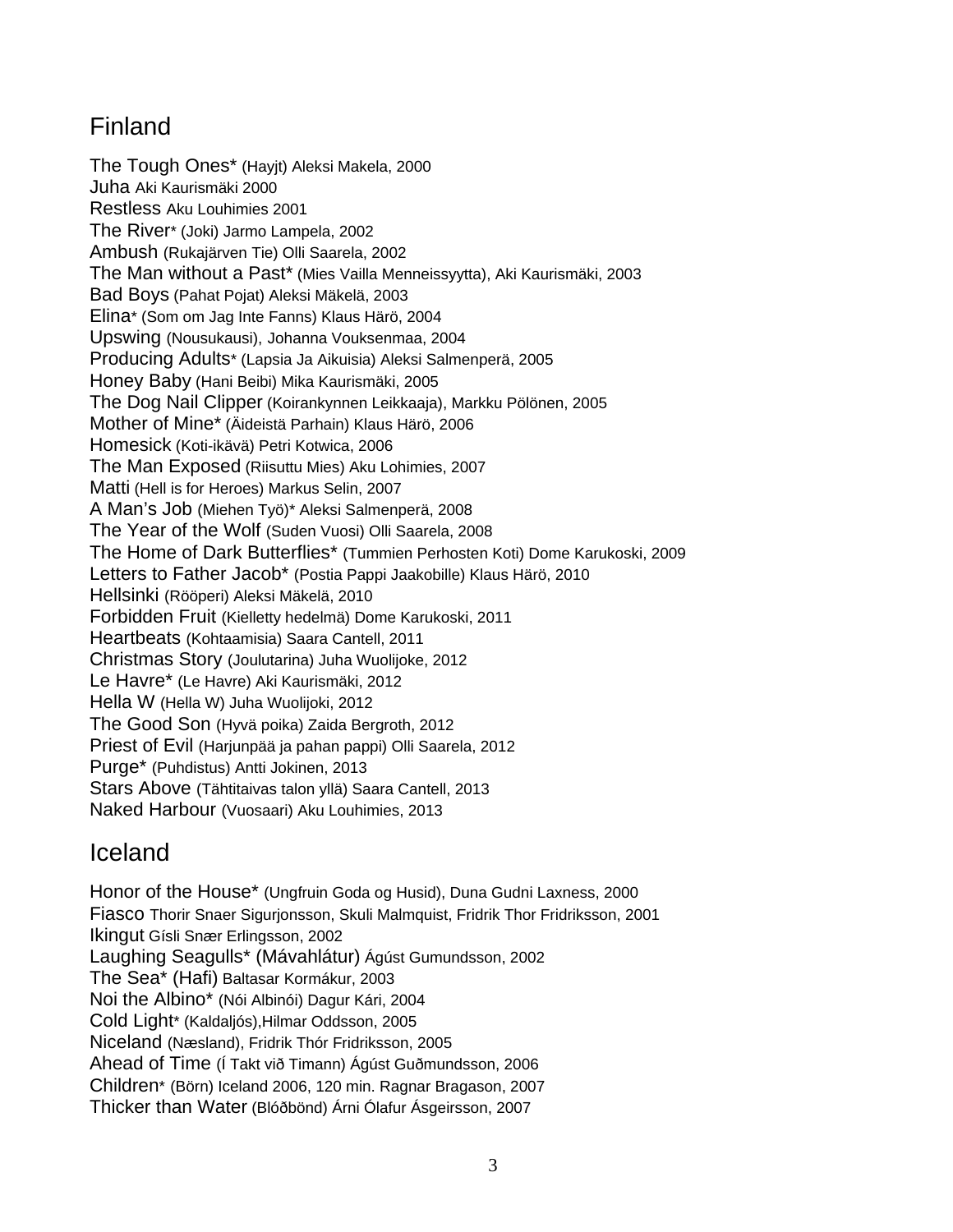## Finland

The Tough Ones* (Hayjt) Aleksi Makela, 2000
Juha Aki Kaurismäki 2000
Restless Aku Louhimies 2001
The River* (Joki) Jarmo Lampela, 2002
Ambush (Rukajärven Tie) Olli Saarela, 2002
The Man without a Past* (Mies Vailla Menneissyytta), Aki Kaurismäki, 2003
Bad Boys (Pahat Pojat) Aleksi Mäkelä, 2003
Elina* (Som om Jag Inte Fanns) Klaus Härö, 2004
Upswing (Nousukausi), Johanna Vouksenmaa, 2004
Producing Adults* (Lapsia Ja Aikuisia) Aleksi Salmenperä, 2005
Honey Baby (Hani Beibi) Mika Kaurismäki, 2005
The Dog Nail Clipper (Koirankynnen Leikkaaja), Markku Pölönen, 2005
Mother of Mine* (Äideistä Parhain) Klaus Härö, 2006
Homesick (Koti-ikävä) Petri Kotwica, 2006
The Man Exposed (Riisuttu Mies) Aku Lohimies, 2007
Matti (Hell is for Heroes) Markus Selin, 2007
A Man's Job (Miehen Työ)* Aleksi Salmenperä, 2008
The Year of the Wolf (Suden Vuosi) Olli Saarela, 2008
The Home of Dark Butterflies* (Tummien Perhosten Koti) Dome Karukoski, 2009
Letters to Father Jacob* (Postia Pappi Jaakobille) Klaus Härö, 2010
Hellsinki (Rööperi) Aleksi Mäkelä, 2010
Forbidden Fruit (Kielletty hedelmä) Dome Karukoski, 2011
Heartbeats (Kohtaamisia) Saara Cantell, 2011
Christmas Story (Joulutarina) Juha Wuolijoke, 2012
Le Havre* (Le Havre) Aki Kaurismäki, 2012
Hella W (Hella W) Juha Wuolijoki, 2012
The Good Son (Hyvä poika) Zaida Bergroth, 2012
Priest of Evil (Harjunpää ja pahan pappi) Olli Saarela, 2012
Purge* (Puhdistus) Antti Jokinen, 2013
Stars Above (Tähtitaivas talon yllä) Saara Cantell, 2013
Naked Harbour (Vuosaari) Aku Louhimies, 2013

## Iceland

Honor of the House* (Ungfruin Goda og Husid), Duna Gudni Laxness, 2000
Fiasco Thorir Snaer Sigurjonsson, Skuli Malmquist, Fridrik Thor Fridriksson, 2001
Ikingut Gísli Snær Erlingsson, 2002
Laughing Seagulls* (Mávahlátur) Ágúst Gumundsson, 2002
The Sea* (Hafi) Baltasar Kormákur, 2003
Noi the Albino* (Nói Albinói) Dagur Kári, 2004
Cold Light* (Kaldaljós),Hilmar Oddsson, 2005
Niceland (Næsland), Fridrik Thór Fridriksson, 2005
Ahead of Time (Í Takt við Timann) Ágúst Guðmundsson, 2006
Children* (Börn) Iceland 2006, 120 min. Ragnar Bragason, 2007
Thicker than Water (Blóðbönd) Árni Ólafur Ásgeirsson, 2007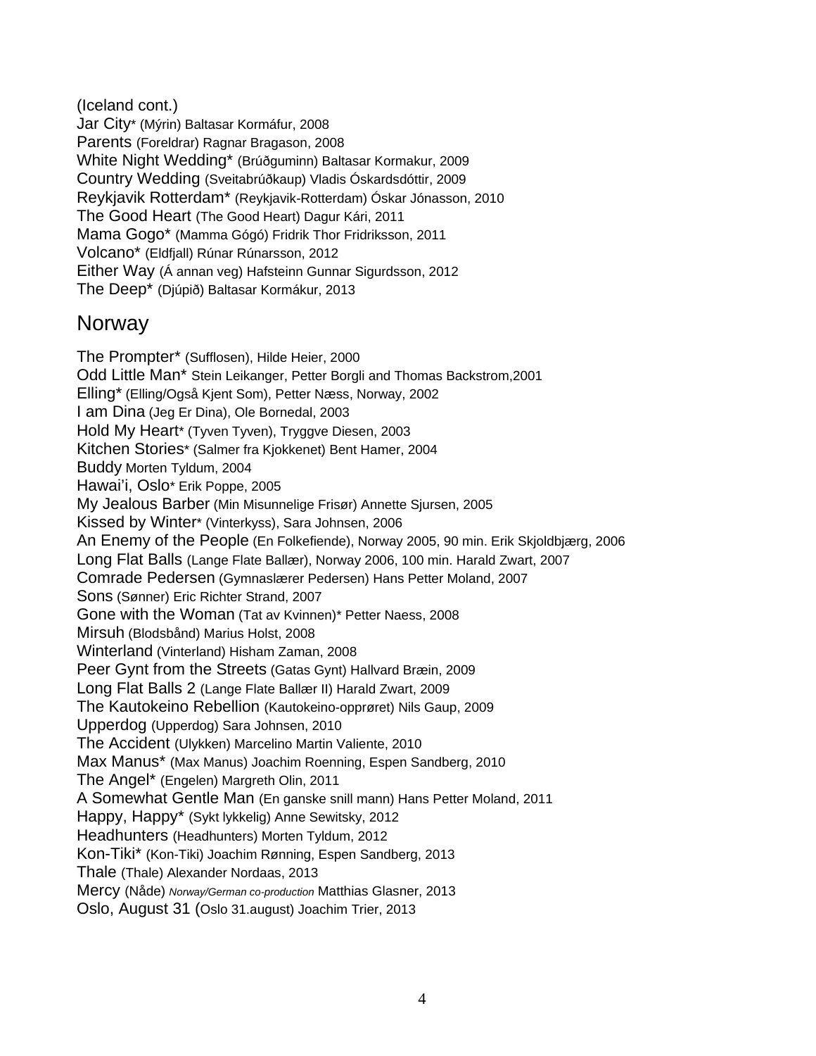(Iceland cont.)

Jar City* (Mýrin) Baltasar Kormáfur, 2008
Parents (Foreldrar) Ragnar Bragason, 2008
White Night Wedding* (Brúðguminn) Baltasar Kormakur, 2009
Country Wedding (Sveitabrúðkaup) Vladis Óskardsdóttir, 2009
Reykjavik Rotterdam* (Reykjavik-Rotterdam) Óskar Jónasson, 2010
The Good Heart (The Good Heart) Dagur Kári, 2011
Mama Gogo* (Mamma Gógó) Fridrik Thor Fridriksson, 2011
Volcano* (Eldfjall) Rúnar Rúnarsson, 2012
Either Way (Á annan veg) Hafsteinn Gunnar Sigurdsson, 2012
The Deep* (Djúpið) Baltasar Kormákur, 2013

## Norway

The Prompter* (Sufflosen), Hilde Heier, 2000
Odd Little Man* Stein Leikanger, Petter Borgli and Thomas Backstrom,2001
Elling* (Elling/Også Kjent Som), Petter Næss, Norway, 2002
I am Dina (Jeg Er Dina), Ole Bornedal, 2003
Hold My Heart* (Tyven Tyven), Tryggve Diesen, 2003
Kitchen Stories* (Salmer fra Kjokkenet) Bent Hamer, 2004
Buddy Morten Tyldum, 2004
Hawai'i, Oslo* Erik Poppe, 2005
My Jealous Barber (Min Misunnelige Frisør) Annette Sjursen, 2005
Kissed by Winter* (Vinterkyss), Sara Johnsen, 2006
An Enemy of the People (En Folkefiende), Norway 2005, 90 min. Erik Skjoldbjærg, 2006
Long Flat Balls (Lange Flate Ballær), Norway 2006, 100 min. Harald Zwart, 2007
Comrade Pedersen (Gymnaslærer Pedersen) Hans Petter Moland, 2007
Sons (Sønner) Eric Richter Strand, 2007
Gone with the Woman (Tat av Kvinnen)* Petter Naess, 2008
Mirsuh (Blodsbånd) Marius Holst, 2008
Winterland (Vinterland) Hisham Zaman, 2008
Peer Gynt from the Streets (Gatas Gynt) Hallvard Bræin, 2009
Long Flat Balls 2 (Lange Flate Ballær II) Harald Zwart, 2009
The Kautokeino Rebellion (Kautokeino-opprøret) Nils Gaup, 2009
Upperdog (Upperdog) Sara Johnsen, 2010
The Accident (Ulykken) Marcelino Martin Valiente, 2010
Max Manus* (Max Manus) Joachim Roenning, Espen Sandberg, 2010
The Angel* (Engelen) Margreth Olin, 2011
A Somewhat Gentle Man (En ganske snill mann) Hans Petter Moland, 2011
Happy, Happy* (Sykt lykkelig) Anne Sewitsky, 2012
Headhunters (Headhunters) Morten Tyldum, 2012
Kon-Tiki* (Kon-Tiki) Joachim Rønning, Espen Sandberg, 2013
Thale (Thale) Alexander Nordaas, 2013
Mercy (Nåde) *Norway/German co-production* Matthias Glasner, 2013
Oslo, August 31 (Oslo 31.august) Joachim Trier, 2013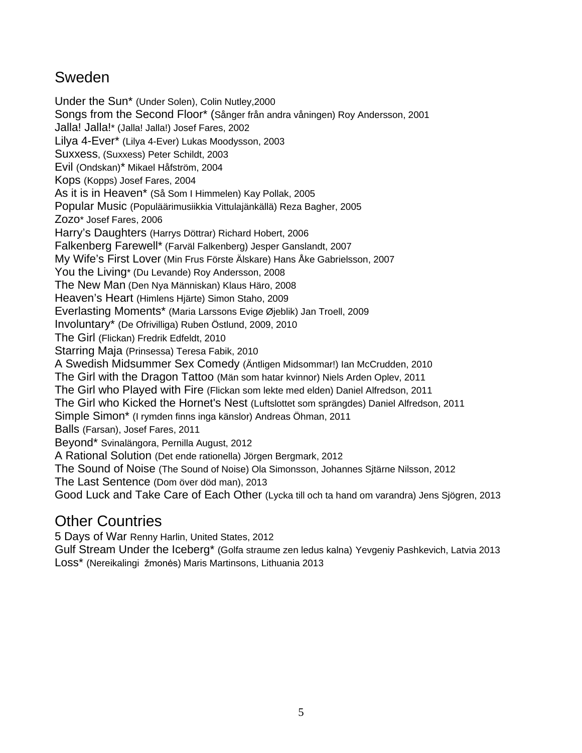## Sweden

Under the Sun* (Under Solen), Colin Nutley,2000
Songs from the Second Floor* (Sånger från andra våningen) Roy Andersson, 2001
Jalla! Jalla!* (Jalla! Jalla!) Josef Fares, 2002
Lilya 4-Ever* (Lilya 4-Ever) Lukas Moodysson, 2003
Suxxess, (Suxxess) Peter Schildt, 2003
Evil (Ondskan)* Mikael Håfström, 2004
Kops (Kopps) Josef Fares, 2004
As it is in Heaven* (Så Som I Himmelen) Kay Pollak, 2005
Popular Music (Populäärimusiikkia Vittulajänkällä) Reza Bagher, 2005
Zozo* Josef Fares, 2006
Harry's Daughters (Harrys Döttrar) Richard Hobert, 2006
Falkenberg Farewell* (Farväl Falkenberg) Jesper Ganslandt, 2007
My Wife's First Lover (Min Frus Förste Älskare) Hans Åke Gabrielsson, 2007
You the Living* (Du Levande) Roy Andersson, 2008
The New Man (Den Nya Människan) Klaus Härö, 2008
Heaven's Heart (Himlens Hjärte) Simon Staho, 2009
Everlasting Moments* (Maria Larssons Evige Øjeblik) Jan Troell, 2009
Involuntary* (De Ofrivilliga) Ruben Östlund, 2009, 2010
The Girl (Flickan) Fredrik Edfeldt, 2010
Starring Maja (Prinsessa) Teresa Fabik, 2010
A Swedish Midsummer Sex Comedy (Äntligen Midsommar!) Ian McCrudden, 2010
The Girl with the Dragon Tattoo (Män som hatar kvinnor) Niels Arden Oplev, 2011
The Girl who Played with Fire (Flickan som lekte med elden) Daniel Alfredson, 2011
The Girl who Kicked the Hornet's Nest (Luftslottet som sprängdes) Daniel Alfredson, 2011
Simple Simon* (I rymden finns inga känslor) Andreas Öhman, 2011
Balls (Farsan), Josef Fares, 2011
Beyond* Svinalängora, Pernilla August, 2012
A Rational Solution (Det ende rationella) Jörgen Bergmark, 2012
The Sound of Noise (The Sound of Noise) Ola Simonsson, Johannes Sjtärne Nilsson, 2012
The Last Sentence (Dom över död man), 2013
Good Luck and Take Care of Each Other (Lycka till och ta hand om varandra) Jens Sjögren, 2013

## Other Countries

5 Days of War Renny Harlin, United States, 2012
Gulf Stream Under the Iceberg* (Golfa straume zen ledus kalna) Yevgeniy Pashkevich, Latvia 2013
Loss* (Nereikalingi žmonės) Maris Martinsons, Lithuania 2013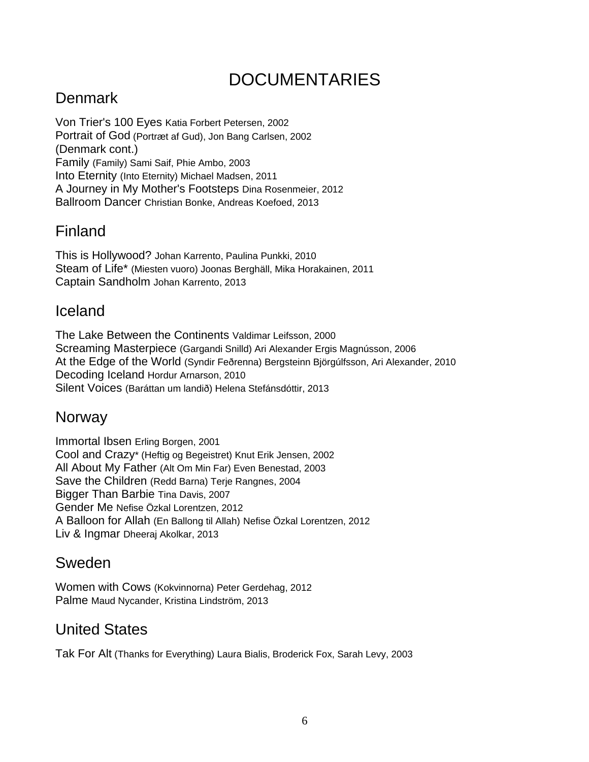# DOCUMENTARIES

## Denmark

Von Trier's 100 Eyes Katia Forbert Petersen, 2002
Portrait of God (Portræt af Gud), Jon Bang Carlsen, 2002
(Denmark cont.)
Family (Family) Sami Saif, Phie Ambo, 2003
Into Eternity (Into Eternity) Michael Madsen, 2011
A Journey in My Mother's Footsteps Dina Rosenmeier, 2012
Ballroom Dancer Christian Bonke, Andreas Koefoed, 2013

## Finland

This is Hollywood? Johan Karrento, Paulina Punkki, 2010
Steam of Life* (Miesten vuoro) Joonas Berghäll, Mika Horakainen, 2011
Captain Sandholm Johan Karrento, 2013

## Iceland

The Lake Between the Continents Valdimar Leifsson, 2000
Screaming Masterpiece (Gargandi Snilld) Ari Alexander Ergis Magnússon, 2006
At the Edge of the World (Syndir Feðrenna) Bergsteinn Björgúlfsson, Ari Alexander, 2010
Decoding Iceland Hordur Arnarson, 2010
Silent Voices (Baráttan um landið) Helena Stefánsdóttir, 2013

## Norway

Immortal Ibsen Erling Borgen, 2001
Cool and Crazy* (Heftig og Begeistret) Knut Erik Jensen, 2002
All About My Father (Alt Om Min Far) Even Benestad, 2003
Save the Children (Redd Barna) Terje Rangnes, 2004
Bigger Than Barbie Tina Davis, 2007
Gender Me Nefise Özkal Lorentzen, 2012
A Balloon for Allah (En Ballong til Allah) Nefise Özkal Lorentzen, 2012
Liv & Ingmar Dheeraj Akolkar, 2013

## Sweden

Women with Cows (Kokvinnorna) Peter Gerdehag, 2012
Palme Maud Nycander, Kristina Lindström, 2013

## United States

Tak For Alt (Thanks for Everything) Laura Bialis, Broderick Fox, Sarah Levy, 2003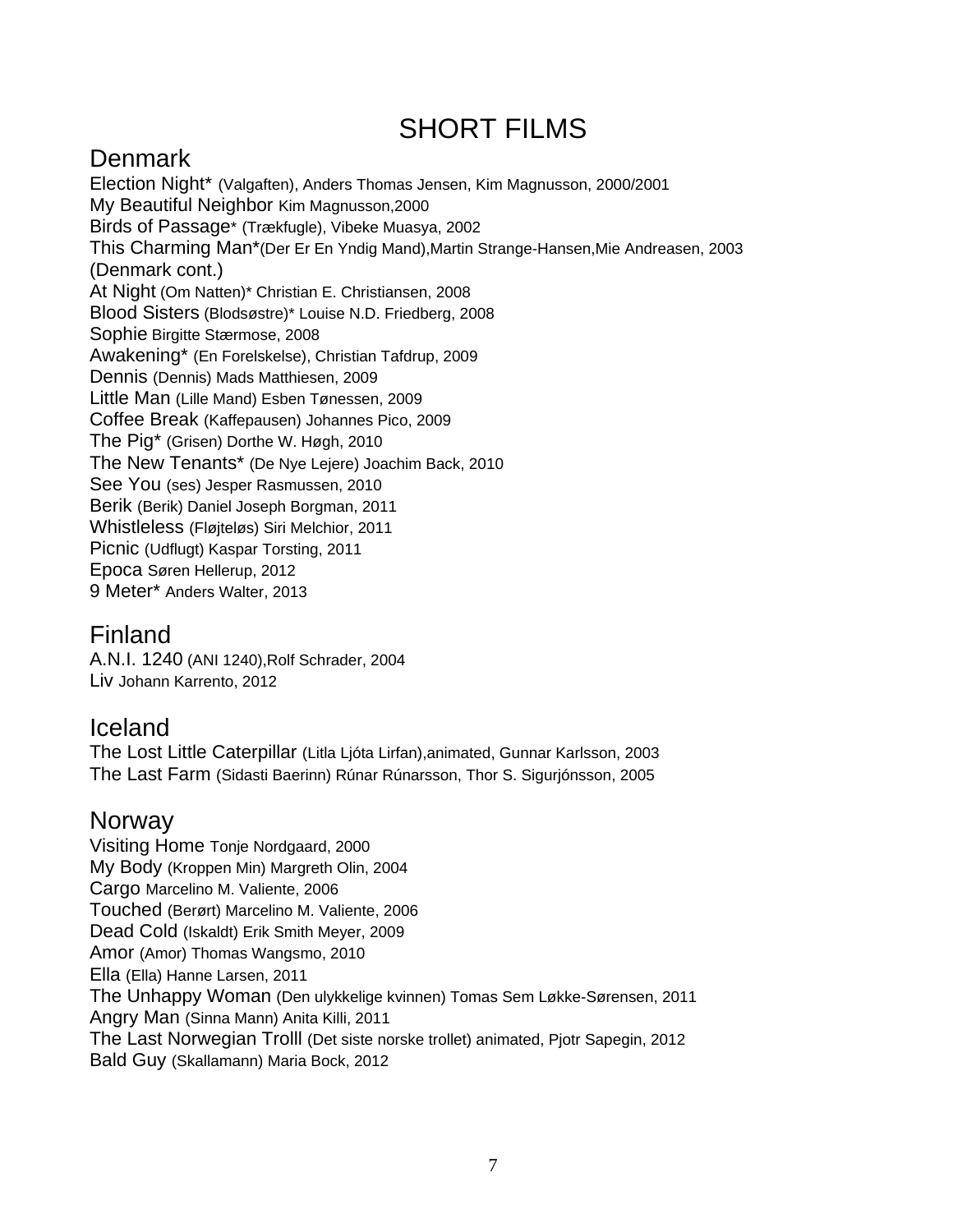# SHORT FILMS

## Denmark

Election Night* (Valgaften), Anders Thomas Jensen, Kim Magnusson, 2000/2001
My Beautiful Neighbor Kim Magnusson,2000
Birds of Passage* (Trækfugle), Vibeke Muasya, 2002
This Charming Man*(Der Er En Yndig Mand),Martin Strange-Hansen,Mie Andreasen, 2003
(Denmark cont.)
At Night (Om Natten)* Christian E. Christiansen, 2008
Blood Sisters (Blodsøstre)* Louise N.D. Friedberg, 2008
Sophie Birgitte Stærmose, 2008
Awakening* (En Forelskelse), Christian Tafdrup, 2009
Dennis (Dennis) Mads Matthiesen, 2009
Little Man (Lille Mand) Esben Tønessen, 2009
Coffee Break (Kaffepausen) Johannes Pico, 2009
The Pig* (Grisen) Dorthe W. Høgh, 2010
The New Tenants* (De Nye Lejere) Joachim Back, 2010
See You (ses) Jesper Rasmussen, 2010
Berik (Berik) Daniel Joseph Borgman, 2011
Whistleless (Fløjteløs) Siri Melchior, 2011
Picnic (Udflugt) Kaspar Torsting, 2011
Epoca Søren Hellerup, 2012
9 Meter* Anders Walter, 2013

## Finland

A.N.I. 1240 (ANI 1240),Rolf Schrader, 2004
Liv Johann Karrento, 2012

## Iceland

The Lost Little Caterpillar (Litla Ljóta Lirfan),animated, Gunnar Karlsson, 2003
The Last Farm (Sidasti Baerinn) Rúnar Rúnarsson, Thor S. Sigurjónsson, 2005

## Norway

Visiting Home Tonje Nordgaard, 2000
My Body (Kroppen Min) Margreth Olin, 2004
Cargo Marcelino M. Valiente, 2006
Touched (Berørt) Marcelino M. Valiente, 2006
Dead Cold (Iskaldt) Erik Smith Meyer, 2009
Amor (Amor) Thomas Wangsmo, 2010
Ella (Ella) Hanne Larsen, 2011
The Unhappy Woman (Den ulykkelige kvinnen) Tomas Sem Løkke-Sørensen, 2011
Angry Man (Sinna Mann) Anita Killi, 2011
The Last Norwegian Trolll (Det siste norske trollet) animated, Pjotr Sapegin, 2012
Bald Guy (Skallamann) Maria Bock, 2012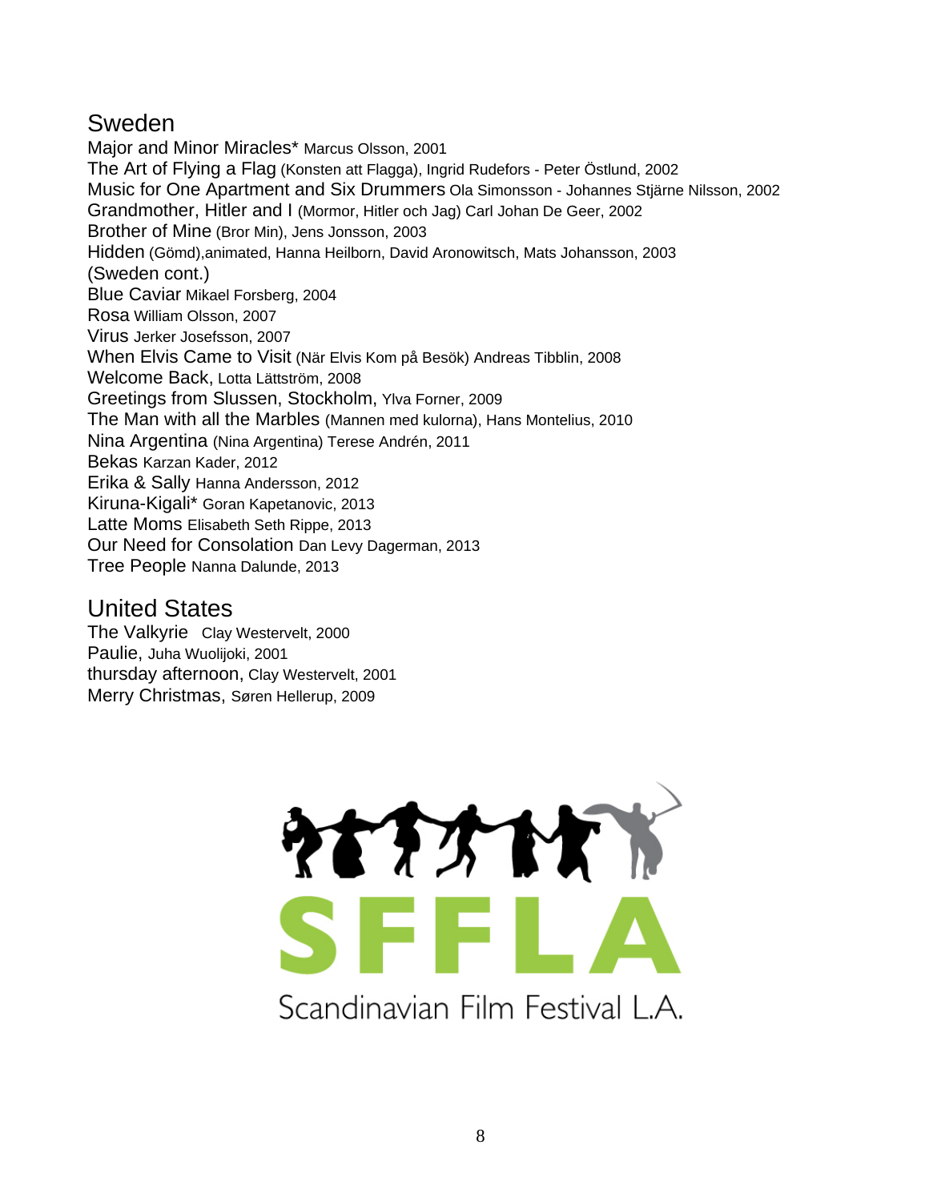## Sweden

Major and Minor Miracles* Marcus Olsson, 2001
The Art of Flying a Flag (Konsten att Flagga), Ingrid Rudefors - Peter Östlund, 2002
Music for One Apartment and Six Drummers Ola Simonsson - Johannes Stjärne Nilsson, 2002
Grandmother, Hitler and I (Mormor, Hitler och Jag) Carl Johan De Geer, 2002
Brother of Mine (Bror Min), Jens Jonsson, 2003
Hidden (Gömd),animated, Hanna Heilborn, David Aronowitsch, Mats Johansson, 2003
(Sweden cont.)
Blue Caviar Mikael Forsberg, 2004
Rosa William Olsson, 2007
Virus Jerker Josefsson, 2007
When Elvis Came to Visit (När Elvis Kom på Besök) Andreas Tibblin, 2008
Welcome Back, Lotta Lättström, 2008
Greetings from Slussen, Stockholm, Ylva Forner, 2009
The Man with all the Marbles (Mannen med kulorna), Hans Montelius, 2010
Nina Argentina (Nina Argentina) Terese Andrén, 2011
Bekas Karzan Kader, 2012
Erika & Sally Hanna Andersson, 2012
Kiruna-Kigali* Goran Kapetanovic, 2013
Latte Moms Elisabeth Seth Rippe, 2013
Our Need for Consolation Dan Levy Dagerman, 2013
Tree People Nanna Dalunde, 2013

## United States

The Valkyrie Clay Westervelt, 2000
Paulie, Juha Wuolijoki, 2001
thursday afternoon, Clay Westervelt, 2001
Merry Christmas, Søren Hellerup, 2009

SFFLA
Scandinavian Film Festival L.A.